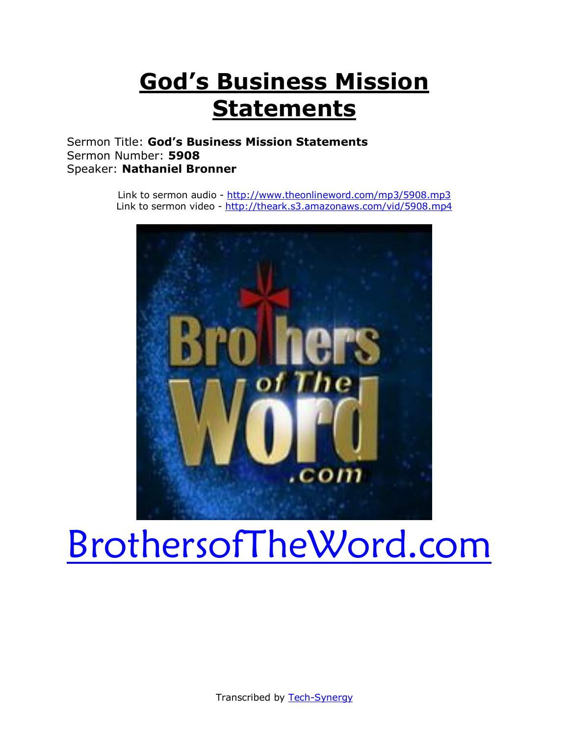# God's Business Mission Statements

Sermon Title: **God's Business Mission Statements**
Sermon Number: **5908**
Speaker: **Nathaniel Bronner**

Link to sermon audio - http://www.theonlineword.com/mp3/5908.mp3
Link to sermon video - http://theark.s3.amazonaws.com/vid/5908.mp4

BrothersofTheWord.com

Transcribed by Tech-Synergy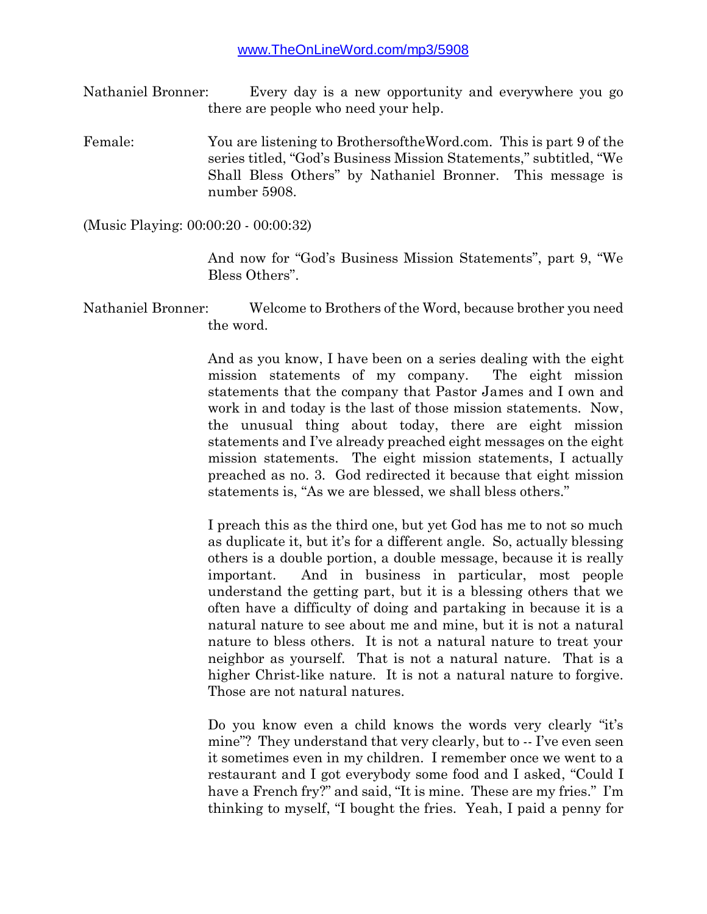www.TheOnLineWord.com/mp3/5908

Nathaniel Bronner: Every day is a new opportunity and everywhere you go there are people who need your help.

Female: You are listening to BrothersoftheWord.com. This is part 9 of the series titled, "God's Business Mission Statements," subtitled, "We Shall Bless Others" by Nathaniel Bronner. This message is number 5908.

(Music Playing: 00:00:20 - 00:00:32)

And now for "God's Business Mission Statements", part 9, "We Bless Others".

Nathaniel Bronner: Welcome to Brothers of the Word, because brother you need the word.

And as you know, I have been on a series dealing with the eight mission statements of my company. The eight mission statements that the company that Pastor James and I own and work in and today is the last of those mission statements. Now, the unusual thing about today, there are eight mission statements and I've already preached eight messages on the eight mission statements. The eight mission statements, I actually preached as no. 3. God redirected it because that eight mission statements is, "As we are blessed, we shall bless others."

I preach this as the third one, but yet God has me to not so much as duplicate it, but it's for a different angle. So, actually blessing others is a double portion, a double message, because it is really important. And in business in particular, most people understand the getting part, but it is a blessing others that we often have a difficulty of doing and partaking in because it is a natural nature to see about me and mine, but it is not a natural nature to bless others. It is not a natural nature to treat your neighbor as yourself. That is not a natural nature. That is a higher Christ-like nature. It is not a natural nature to forgive. Those are not natural natures.

Do you know even a child knows the words very clearly "it's mine"? They understand that very clearly, but to -- I've even seen it sometimes even in my children. I remember once we went to a restaurant and I got everybody some food and I asked, "Could I have a French fry?" and said, "It is mine. These are my fries." I'm thinking to myself, "I bought the fries. Yeah, I paid a penny for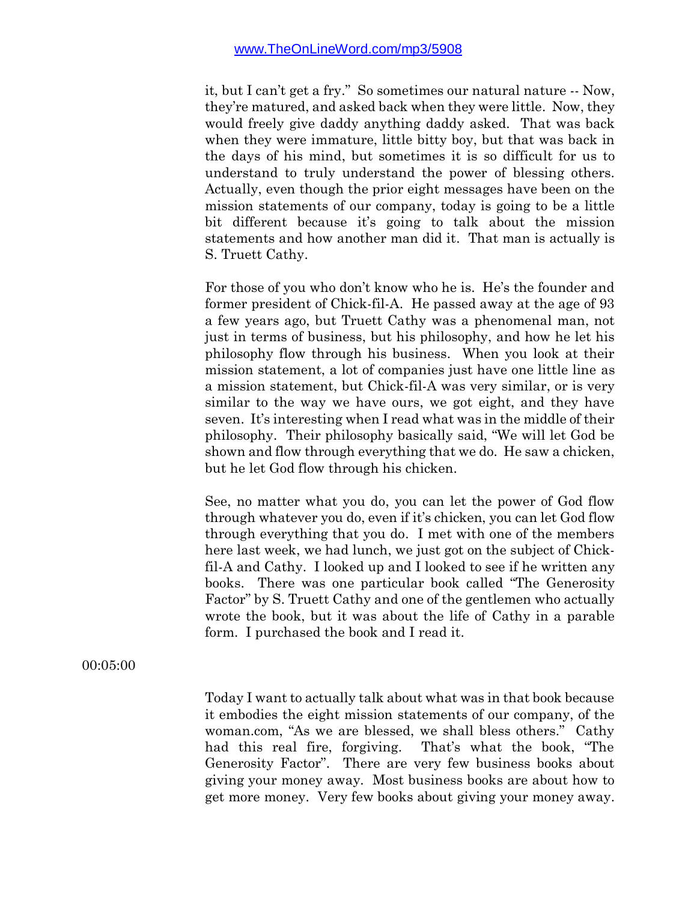it, but I can't get a fry." So sometimes our natural nature -- Now, they're matured, and asked back when they were little. Now, they would freely give daddy anything daddy asked. That was back when they were immature, little bitty boy, but that was back in the days of his mind, but sometimes it is so difficult for us to understand to truly understand the power of blessing others. Actually, even though the prior eight messages have been on the mission statements of our company, today is going to be a little bit different because it's going to talk about the mission statements and how another man did it. That man is actually is S. Truett Cathy.

For those of you who don't know who he is. He's the founder and former president of Chick-fil-A. He passed away at the age of 93 a few years ago, but Truett Cathy was a phenomenal man, not just in terms of business, but his philosophy, and how he let his philosophy flow through his business. When you look at their mission statement, a lot of companies just have one little line as a mission statement, but Chick-fil-A was very similar, or is very similar to the way we have ours, we got eight, and they have seven. It's interesting when I read what was in the middle of their philosophy. Their philosophy basically said, "We will let God be shown and flow through everything that we do. He saw a chicken, but he let God flow through his chicken.

See, no matter what you do, you can let the power of God flow through whatever you do, even if it's chicken, you can let God flow through everything that you do. I met with one of the members here last week, we had lunch, we just got on the subject of Chick-fil-A and Cathy. I looked up and I looked to see if he written any books. There was one particular book called "The Generosity Factor" by S. Truett Cathy and one of the gentlemen who actually wrote the book, but it was about the life of Cathy in a parable form. I purchased the book and I read it.

00:05:00

Today I want to actually talk about what was in that book because it embodies the eight mission statements of our company, of the woman.com, "As we are blessed, we shall bless others." Cathy had this real fire, forgiving. That's what the book, "The Generosity Factor". There are very few business books about giving your money away. Most business books are about how to get more money. Very few books about giving your money away.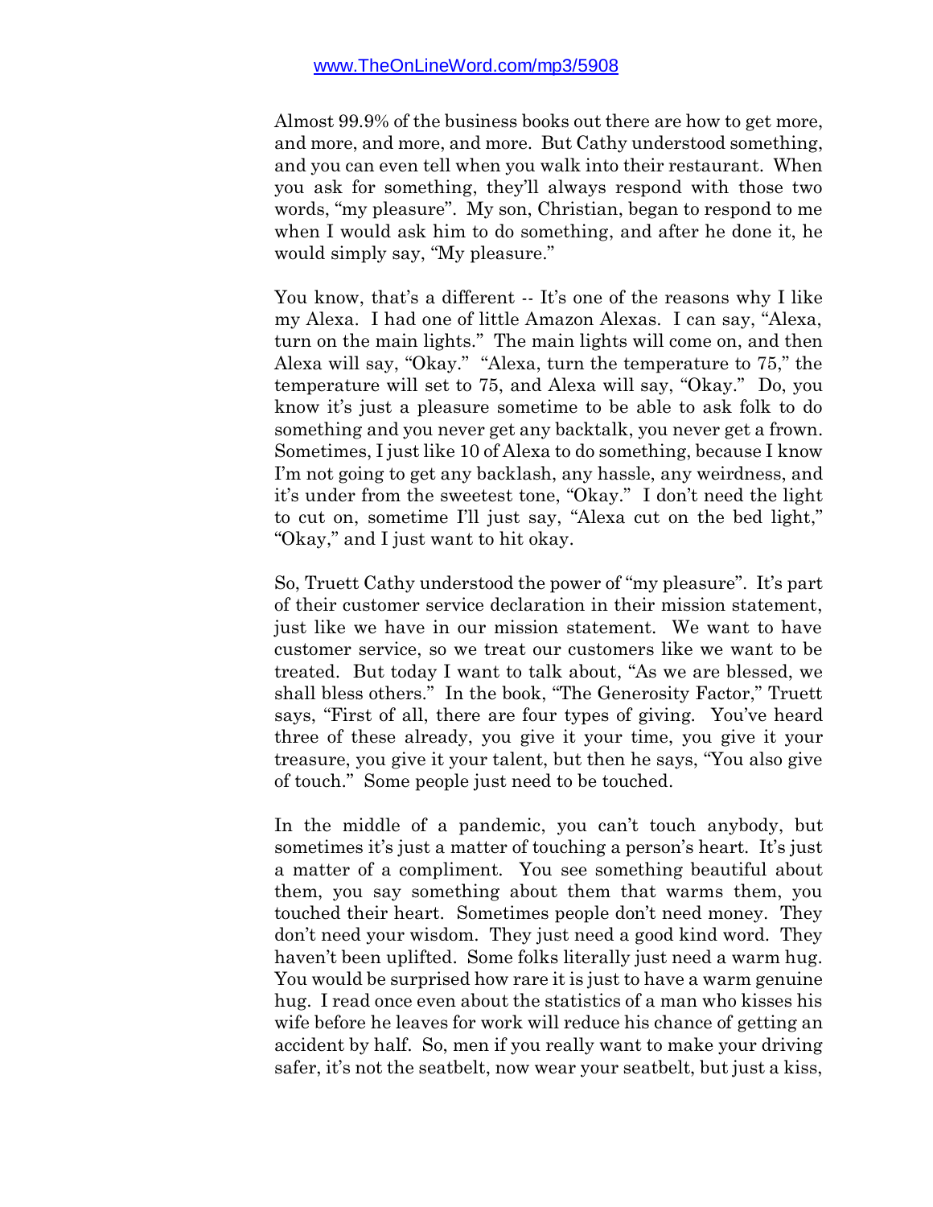Almost 99.9% of the business books out there are how to get more, and more, and more, and more. But Cathy understood something, and you can even tell when you walk into their restaurant. When you ask for something, they'll always respond with those two words, "my pleasure". My son, Christian, began to respond to me when I would ask him to do something, and after he done it, he would simply say, "My pleasure."

You know, that's a different -- It's one of the reasons why I like my Alexa. I had one of little Amazon Alexas. I can say, "Alexa, turn on the main lights." The main lights will come on, and then Alexa will say, "Okay." "Alexa, turn the temperature to 75," the temperature will set to 75, and Alexa will say, "Okay." Do, you know it's just a pleasure sometime to be able to ask folk to do something and you never get any backtalk, you never get a frown. Sometimes, I just like 10 of Alexa to do something, because I know I'm not going to get any backlash, any hassle, any weirdness, and it's under from the sweetest tone, "Okay." I don't need the light to cut on, sometime I'll just say, "Alexa cut on the bed light," "Okay," and I just want to hit okay.

So, Truett Cathy understood the power of "my pleasure". It's part of their customer service declaration in their mission statement, just like we have in our mission statement. We want to have customer service, so we treat our customers like we want to be treated. But today I want to talk about, "As we are blessed, we shall bless others." In the book, "The Generosity Factor," Truett says, "First of all, there are four types of giving. You've heard three of these already, you give it your time, you give it your treasure, you give it your talent, but then he says, "You also give of touch." Some people just need to be touched.

In the middle of a pandemic, you can't touch anybody, but sometimes it's just a matter of touching a person's heart. It's just a matter of a compliment. You see something beautiful about them, you say something about them that warms them, you touched their heart. Sometimes people don't need money. They don't need your wisdom. They just need a good kind word. They haven't been uplifted. Some folks literally just need a warm hug. You would be surprised how rare it is just to have a warm genuine hug. I read once even about the statistics of a man who kisses his wife before he leaves for work will reduce his chance of getting an accident by half. So, men if you really want to make your driving safer, it's not the seatbelt, now wear your seatbelt, but just a kiss,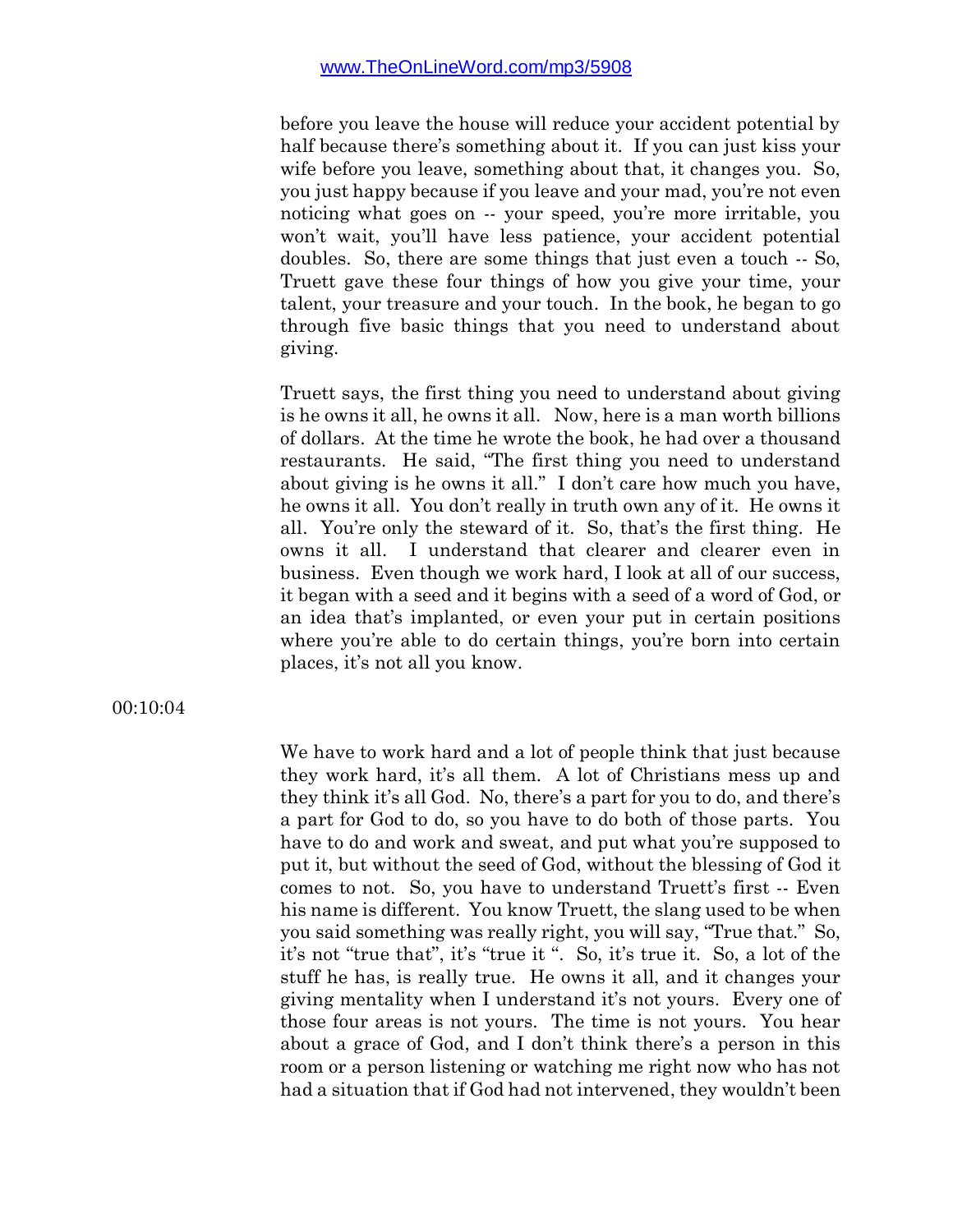before you leave the house will reduce your accident potential by half because there's something about it. If you can just kiss your wife before you leave, something about that, it changes you. So, you just happy because if you leave and your mad, you're not even noticing what goes on -- your speed, you're more irritable, you won't wait, you'll have less patience, your accident potential doubles. So, there are some things that just even a touch -- So, Truett gave these four things of how you give your time, your talent, your treasure and your touch. In the book, he began to go through five basic things that you need to understand about giving.

Truett says, the first thing you need to understand about giving is he owns it all, he owns it all. Now, here is a man worth billions of dollars. At the time he wrote the book, he had over a thousand restaurants. He said, "The first thing you need to understand about giving is he owns it all." I don't care how much you have, he owns it all. You don't really in truth own any of it. He owns it all. You're only the steward of it. So, that's the first thing. He owns it all. I understand that clearer and clearer even in business. Even though we work hard, I look at all of our success, it began with a seed and it begins with a seed of a word of God, or an idea that's implanted, or even your put in certain positions where you're able to do certain things, you're born into certain places, it's not all you know.

00:10:04

We have to work hard and a lot of people think that just because they work hard, it's all them. A lot of Christians mess up and they think it's all God. No, there's a part for you to do, and there's a part for God to do, so you have to do both of those parts. You have to do and work and sweat, and put what you're supposed to put it, but without the seed of God, without the blessing of God it comes to not. So, you have to understand Truett's first -- Even his name is different. You know Truett, the slang used to be when you said something was really right, you will say, "True that." So, it's not "true that", it's "true it ". So, it's true it. So, a lot of the stuff he has, is really true. He owns it all, and it changes your giving mentality when I understand it's not yours. Every one of those four areas is not yours. The time is not yours. You hear about a grace of God, and I don't think there's a person in this room or a person listening or watching me right now who has not had a situation that if God had not intervened, they wouldn't been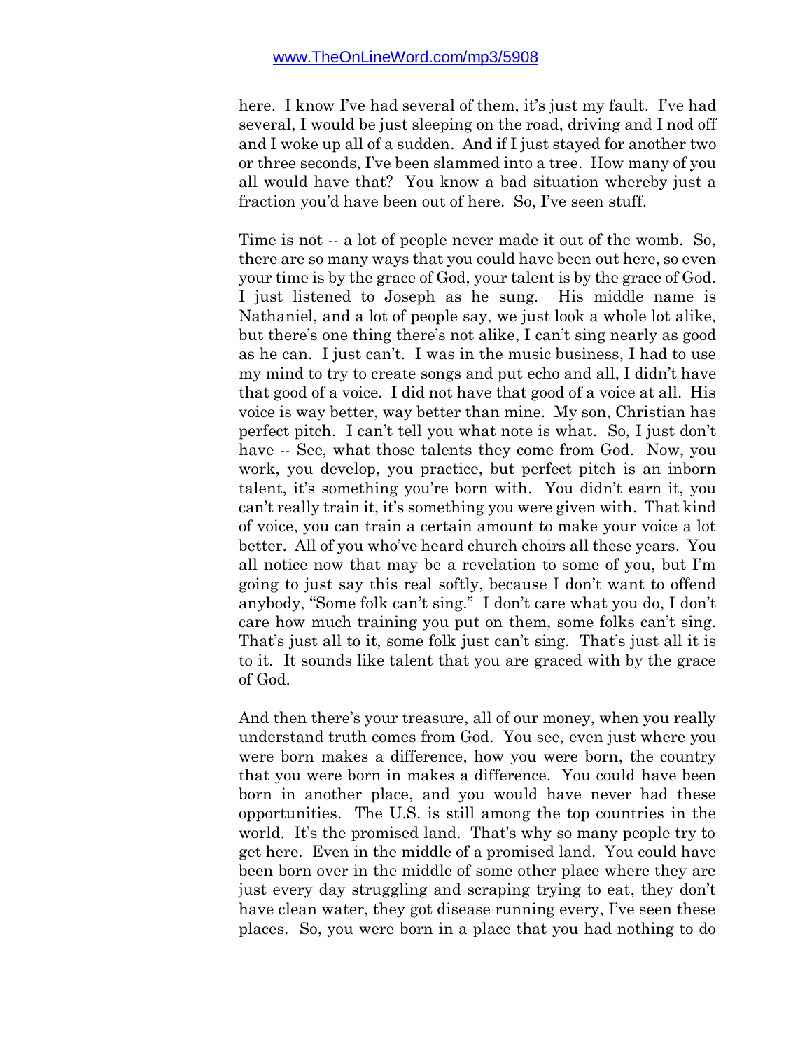here. I know I've had several of them, it's just my fault. I've had several, I would be just sleeping on the road, driving and I nod off and I woke up all of a sudden. And if I just stayed for another two or three seconds, I've been slammed into a tree. How many of you all would have that? You know a bad situation whereby just a fraction you'd have been out of here. So, I've seen stuff.

Time is not -- a lot of people never made it out of the womb. So, there are so many ways that you could have been out here, so even your time is by the grace of God, your talent is by the grace of God. I just listened to Joseph as he sung. His middle name is Nathaniel, and a lot of people say, we just look a whole lot alike, but there's one thing there's not alike, I can't sing nearly as good as he can. I just can't. I was in the music business, I had to use my mind to try to create songs and put echo and all, I didn't have that good of a voice. I did not have that good of a voice at all. His voice is way better, way better than mine. My son, Christian has perfect pitch. I can't tell you what note is what. So, I just don't have -- See, what those talents they come from God. Now, you work, you develop, you practice, but perfect pitch is an inborn talent, it's something you're born with. You didn't earn it, you can't really train it, it's something you were given with. That kind of voice, you can train a certain amount to make your voice a lot better. All of you who've heard church choirs all these years. You all notice now that may be a revelation to some of you, but I'm going to just say this real softly, because I don't want to offend anybody, "Some folk can't sing." I don't care what you do, I don't care how much training you put on them, some folks can't sing. That's just all to it, some folk just can't sing. That's just all it is to it. It sounds like talent that you are graced with by the grace of God.

And then there's your treasure, all of our money, when you really understand truth comes from God. You see, even just where you were born makes a difference, how you were born, the country that you were born in makes a difference. You could have been born in another place, and you would have never had these opportunities. The U.S. is still among the top countries in the world. It's the promised land. That's why so many people try to get here. Even in the middle of a promised land. You could have been born over in the middle of some other place where they are just every day struggling and scraping trying to eat, they don't have clean water, they got disease running every, I've seen these places. So, you were born in a place that you had nothing to do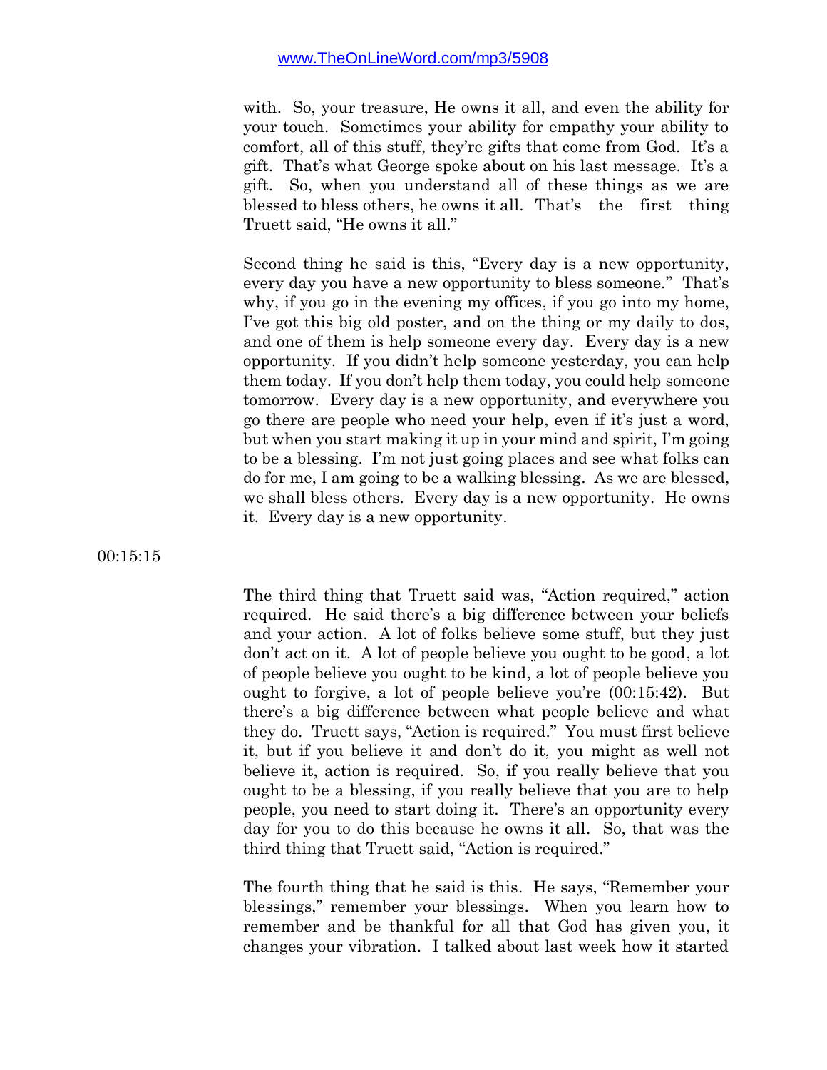with. So, your treasure, He owns it all, and even the ability for your touch. Sometimes your ability for empathy your ability to comfort, all of this stuff, they're gifts that come from God. It's a gift. That's what George spoke about on his last message. It's a gift. So, when you understand all of these things as we are blessed to bless others, he owns it all. That's the first thing Truett said, "He owns it all."

Second thing he said is this, "Every day is a new opportunity, every day you have a new opportunity to bless someone." That's why, if you go in the evening my offices, if you go into my home, I've got this big old poster, and on the thing or my daily to dos, and one of them is help someone every day. Every day is a new opportunity. If you didn't help someone yesterday, you can help them today. If you don't help them today, you could help someone tomorrow. Every day is a new opportunity, and everywhere you go there are people who need your help, even if it's just a word, but when you start making it up in your mind and spirit, I'm going to be a blessing. I'm not just going places and see what folks can do for me, I am going to be a walking blessing. As we are blessed, we shall bless others. Every day is a new opportunity. He owns it. Every day is a new opportunity.

00:15:15

The third thing that Truett said was, "Action required," action required. He said there's a big difference between your beliefs and your action. A lot of folks believe some stuff, but they just don't act on it. A lot of people believe you ought to be good, a lot of people believe you ought to be kind, a lot of people believe you ought to forgive, a lot of people believe you're (00:15:42). But there's a big difference between what people believe and what they do. Truett says, "Action is required." You must first believe it, but if you believe it and don't do it, you might as well not believe it, action is required. So, if you really believe that you ought to be a blessing, if you really believe that you are to help people, you need to start doing it. There's an opportunity every day for you to do this because he owns it all. So, that was the third thing that Truett said, "Action is required."

The fourth thing that he said is this. He says, "Remember your blessings," remember your blessings. When you learn how to remember and be thankful for all that God has given you, it changes your vibration. I talked about last week how it started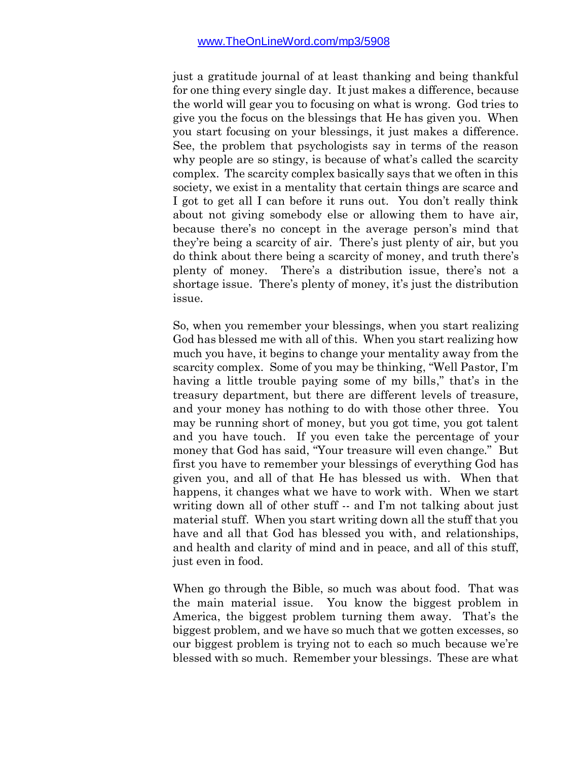just a gratitude journal of at least thanking and being thankful for one thing every single day. It just makes a difference, because the world will gear you to focusing on what is wrong. God tries to give you the focus on the blessings that He has given you. When you start focusing on your blessings, it just makes a difference. See, the problem that psychologists say in terms of the reason why people are so stingy, is because of what's called the scarcity complex. The scarcity complex basically says that we often in this society, we exist in a mentality that certain things are scarce and I got to get all I can before it runs out. You don't really think about not giving somebody else or allowing them to have air, because there's no concept in the average person's mind that they're being a scarcity of air. There's just plenty of air, but you do think about there being a scarcity of money, and truth there's plenty of money. There's a distribution issue, there's not a shortage issue. There's plenty of money, it's just the distribution issue.

So, when you remember your blessings, when you start realizing God has blessed me with all of this. When you start realizing how much you have, it begins to change your mentality away from the scarcity complex. Some of you may be thinking, "Well Pastor, I'm having a little trouble paying some of my bills," that's in the treasury department, but there are different levels of treasure, and your money has nothing to do with those other three. You may be running short of money, but you got time, you got talent and you have touch. If you even take the percentage of your money that God has said, "Your treasure will even change." But first you have to remember your blessings of everything God has given you, and all of that He has blessed us with. When that happens, it changes what we have to work with. When we start writing down all of other stuff -- and I'm not talking about just material stuff. When you start writing down all the stuff that you have and all that God has blessed you with, and relationships, and health and clarity of mind and in peace, and all of this stuff, just even in food.

When go through the Bible, so much was about food. That was the main material issue. You know the biggest problem in America, the biggest problem turning them away. That's the biggest problem, and we have so much that we gotten excesses, so our biggest problem is trying not to each so much because we're blessed with so much. Remember your blessings. These are what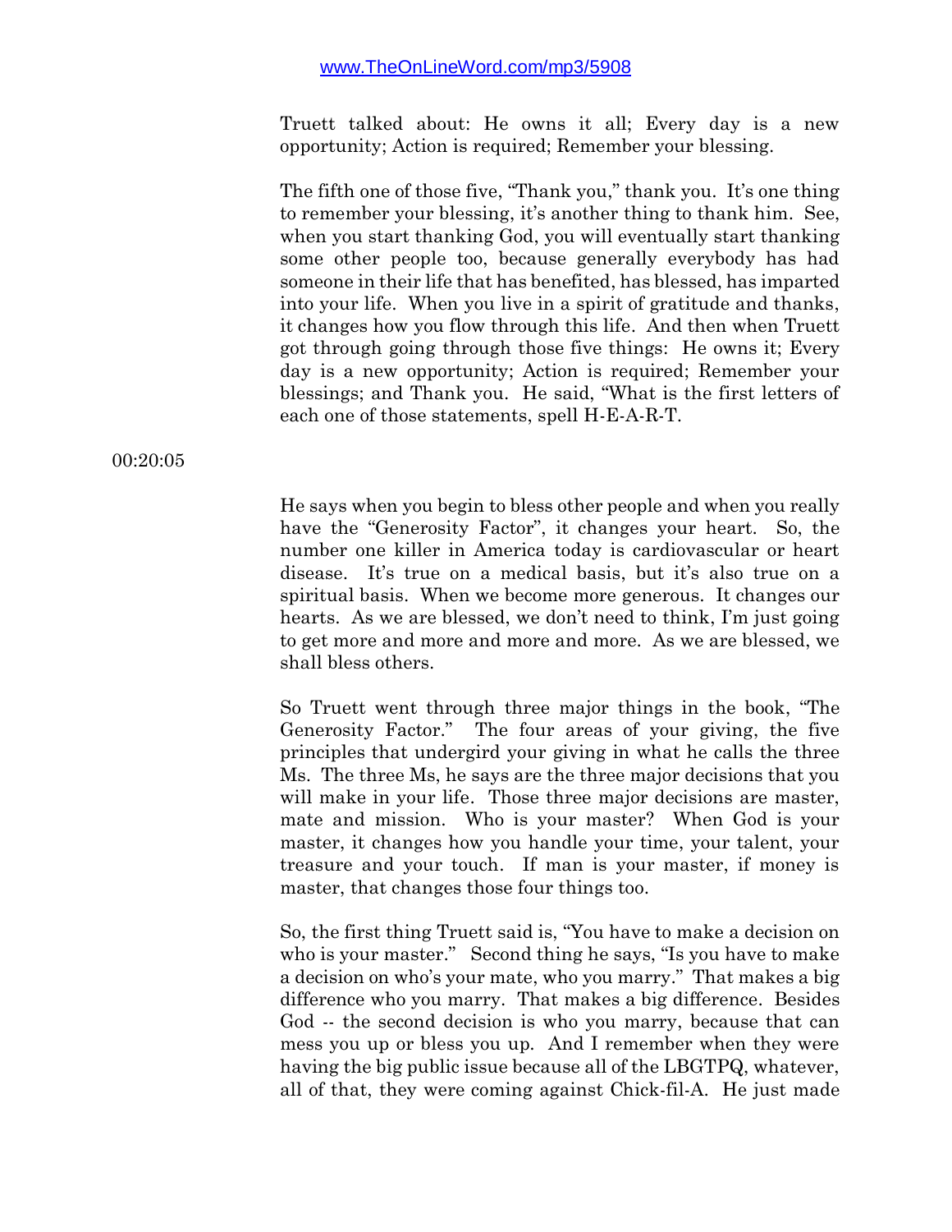Truett talked about: He owns it all; Every day is a new opportunity; Action is required; Remember your blessing.

The fifth one of those five, "Thank you," thank you. It's one thing to remember your blessing, it's another thing to thank him. See, when you start thanking God, you will eventually start thanking some other people too, because generally everybody has had someone in their life that has benefited, has blessed, has imparted into your life. When you live in a spirit of gratitude and thanks, it changes how you flow through this life. And then when Truett got through going through those five things: He owns it; Every day is a new opportunity; Action is required; Remember your blessings; and Thank you. He said, "What is the first letters of each one of those statements, spell H-E-A-R-T.

00:20:05

He says when you begin to bless other people and when you really have the "Generosity Factor", it changes your heart. So, the number one killer in America today is cardiovascular or heart disease. It's true on a medical basis, but it's also true on a spiritual basis. When we become more generous. It changes our hearts. As we are blessed, we don't need to think, I'm just going to get more and more and more and more. As we are blessed, we shall bless others.

So Truett went through three major things in the book, "The Generosity Factor." The four areas of your giving, the five principles that undergird your giving in what he calls the three Ms. The three Ms, he says are the three major decisions that you will make in your life. Those three major decisions are master, mate and mission. Who is your master? When God is your master, it changes how you handle your time, your talent, your treasure and your touch. If man is your master, if money is master, that changes those four things too.

So, the first thing Truett said is, "You have to make a decision on who is your master." Second thing he says, "Is you have to make a decision on who's your mate, who you marry." That makes a big difference who you marry. That makes a big difference. Besides God -- the second decision is who you marry, because that can mess you up or bless you up. And I remember when they were having the big public issue because all of the LBGTPQ, whatever, all of that, they were coming against Chick-fil-A. He just made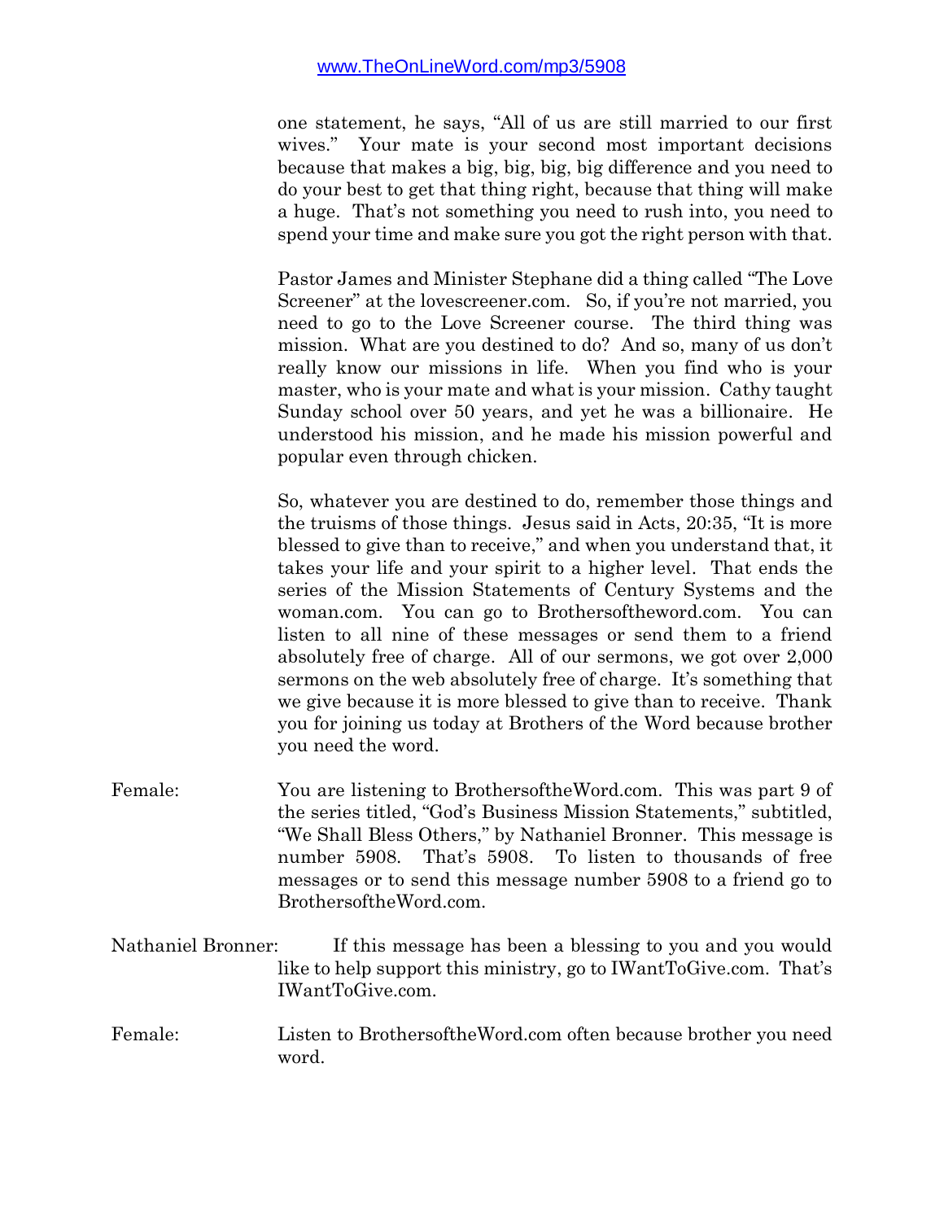one statement, he says, "All of us are still married to our first wives." Your mate is your second most important decisions because that makes a big, big, big, big difference and you need to do your best to get that thing right, because that thing will make a huge. That's not something you need to rush into, you need to spend your time and make sure you got the right person with that.

Pastor James and Minister Stephane did a thing called "The Love Screener" at the lovescreener.com. So, if you're not married, you need to go to the Love Screener course. The third thing was mission. What are you destined to do? And so, many of us don't really know our missions in life. When you find who is your master, who is your mate and what is your mission. Cathy taught Sunday school over 50 years, and yet he was a billionaire. He understood his mission, and he made his mission powerful and popular even through chicken.

So, whatever you are destined to do, remember those things and the truisms of those things. Jesus said in Acts, 20:35, "It is more blessed to give than to receive," and when you understand that, it takes your life and your spirit to a higher level. That ends the series of the Mission Statements of Century Systems and the woman.com. You can go to Brothersoftheword.com. You can listen to all nine of these messages or send them to a friend absolutely free of charge. All of our sermons, we got over 2,000 sermons on the web absolutely free of charge. It's something that we give because it is more blessed to give than to receive. Thank you for joining us today at Brothers of the Word because brother you need the word.

Female: You are listening to BrothersoftheWord.com. This was part 9 of the series titled, "God's Business Mission Statements," subtitled, "We Shall Bless Others," by Nathaniel Bronner. This message is number 5908. That's 5908. To listen to thousands of free messages or to send this message number 5908 to a friend go to BrothersoftheWord.com.

Nathaniel Bronner: If this message has been a blessing to you and you would like to help support this ministry, go to IWantToGive.com. That's IWantToGive.com.

Female: Listen to BrothersoftheWord.com often because brother you need word.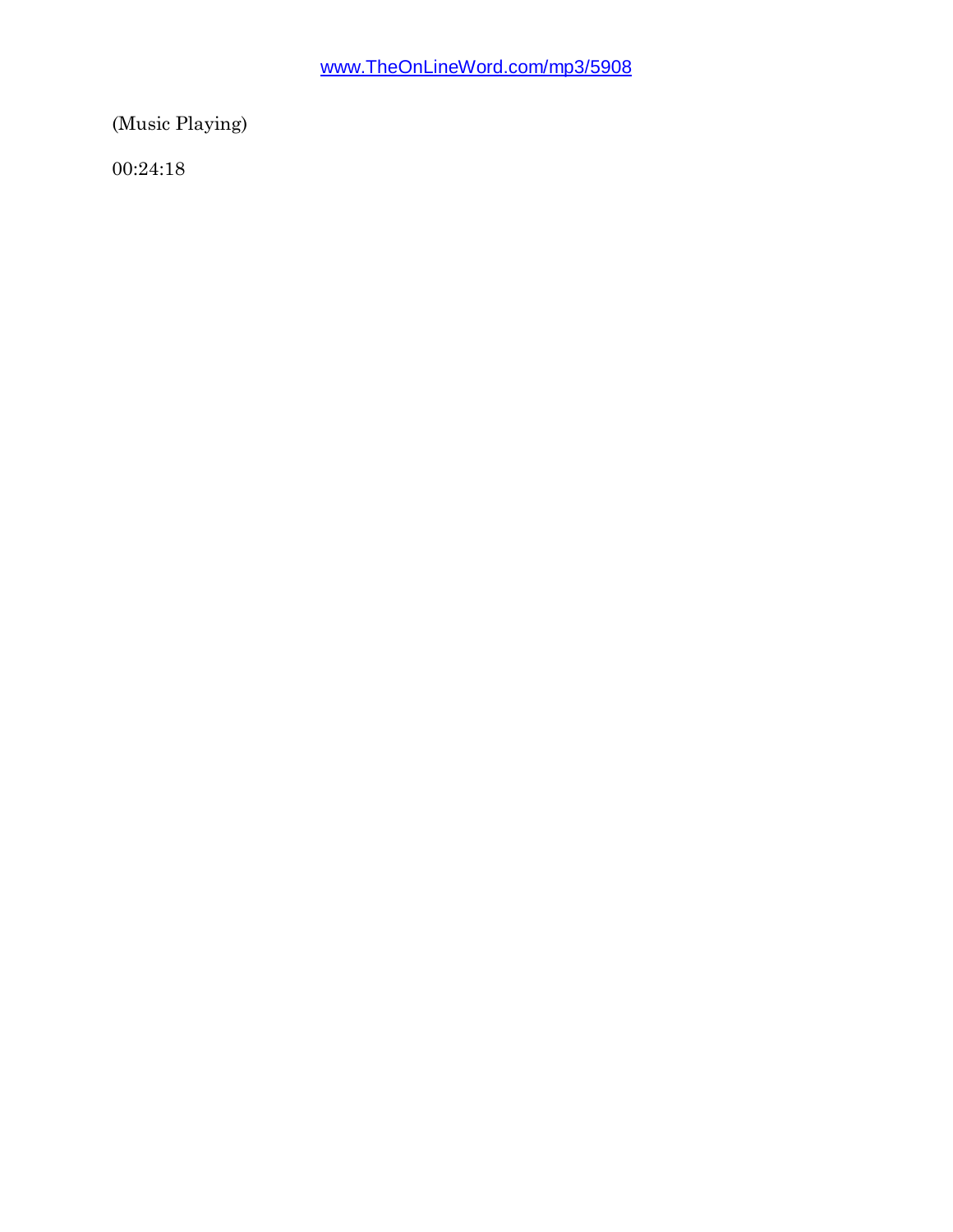(Music Playing)

00:24:18